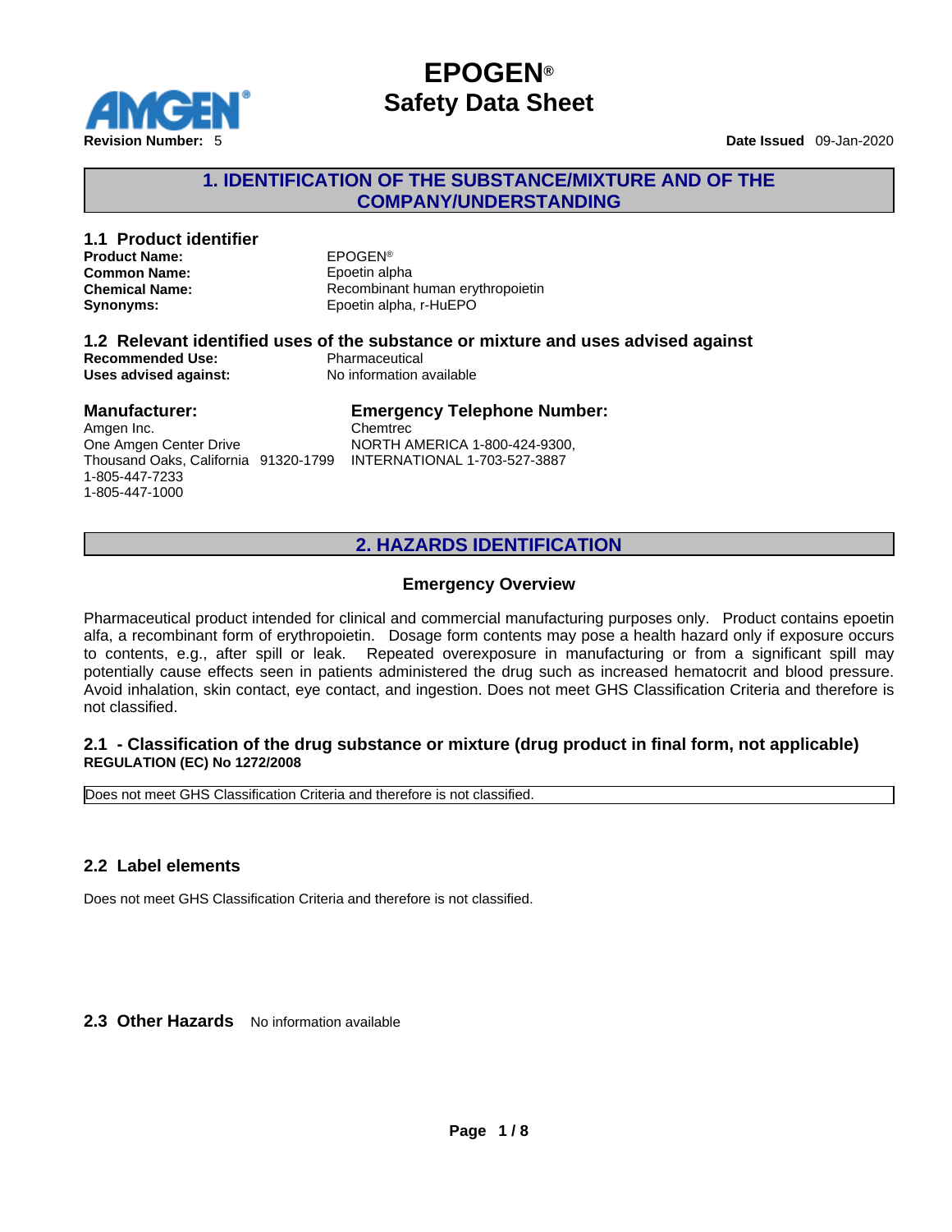# EPOGEN®
# Safety Data Sheet

**Revision Number:** 5

**Date Issued** 09-Jan-2020

## 1. IDENTIFICATION OF THE SUBSTANCE/MIXTURE AND OF THE COMPANY/UNDERSTANDING

### 1.1 Product identifier

**Product Name:** EPOGEN®
**Common Name:** Epoetin alpha
**Chemical Name:** Recombinant human erythropoietin
**Synonyms:** Epoetin alpha, r-HuEPO

### 1.2 Relevant identified uses of the substance or mixture and uses advised against

**Recommended Use:** Pharmaceutical
**Uses advised against:** No information available

### Manufacturer:

Amgen Inc.
One Amgen Center Drive
Thousand Oaks, California 91320-1799
1-805-447-7233
1-805-447-1000

### Emergency Telephone Number:

Chemtrec
NORTH AMERICA 1-800-424-9300,
INTERNATIONAL 1-703-527-3887

## 2. HAZARDS IDENTIFICATION

### Emergency Overview

Pharmaceutical product intended for clinical and commercial manufacturing purposes only. Product contains epoetin alfa, a recombinant form of erythropoietin. Dosage form contents may pose a health hazard only if exposure occurs to contents, e.g., after spill or leak. Repeated overexposure in manufacturing or from a significant spill may potentially cause effects seen in patients administered the drug such as increased hematocrit and blood pressure. Avoid inhalation, skin contact, eye contact, and ingestion. Does not meet GHS Classification Criteria and therefore is not classified.

### 2.1 - Classification of the drug substance or mixture (drug product in final form, not applicable)

**REGULATION (EC) No 1272/2008**

Does not meet GHS Classification Criteria and therefore is not classified.

### 2.2 Label elements

Does not meet GHS Classification Criteria and therefore is not classified.

### 2.3 Other Hazards

No information available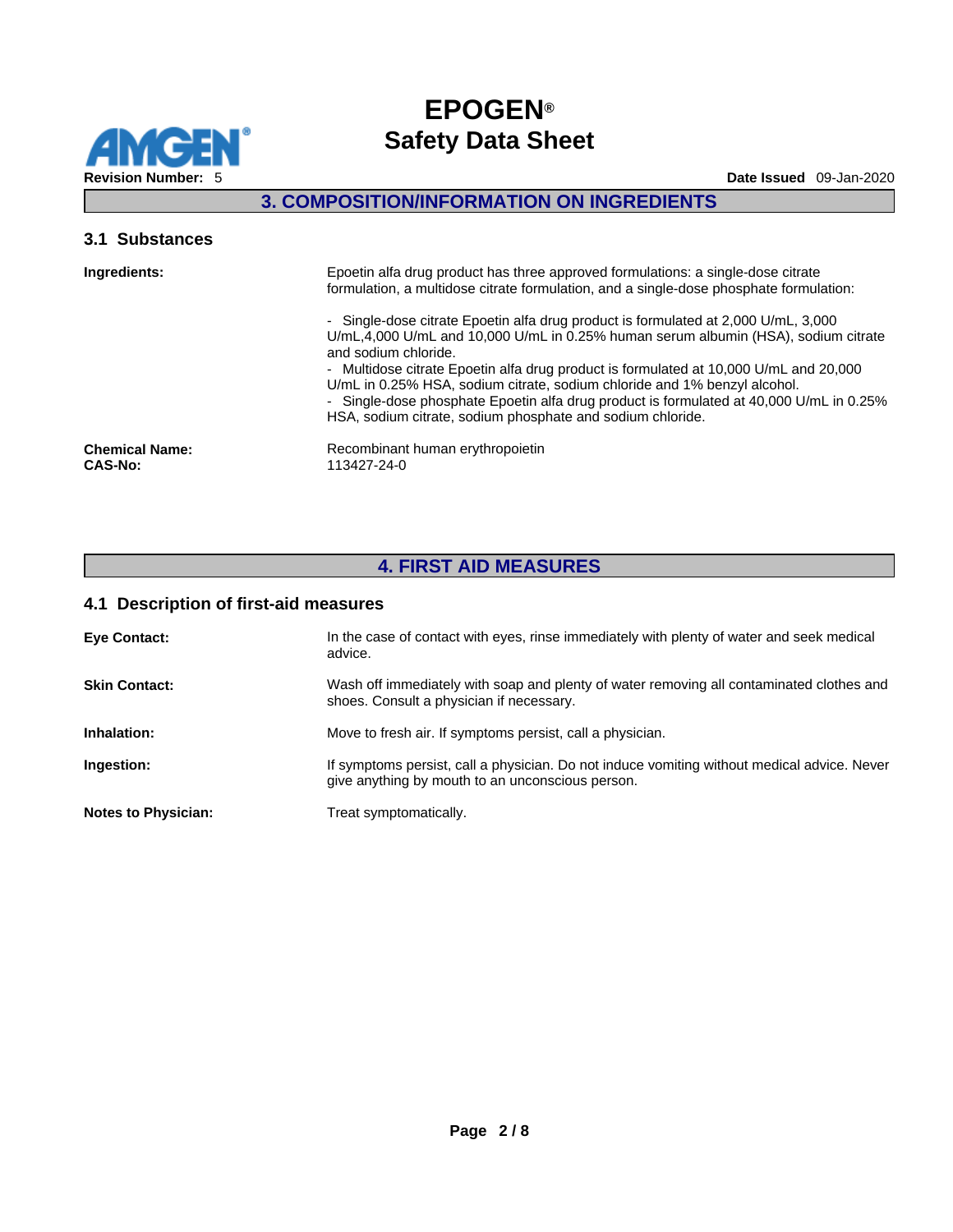## 3. COMPOSITION/INFORMATION ON INGREDIENTS

### 3.1 Substances

**Ingredients:**

Epoetin alfa drug product has three approved formulations: a single-dose citrate formulation, a multidose citrate formulation, and a single-dose phosphate formulation:

- Single-dose citrate Epoetin alfa drug product is formulated at 2,000 U/mL, 3,000 U/mL,4,000 U/mL and 10,000 U/mL in 0.25% human serum albumin (HSA), sodium citrate and sodium chloride.
- Multidose citrate Epoetin alfa drug product is formulated at 10,000 U/mL and 20,000 U/mL in 0.25% HSA, sodium citrate, sodium chloride and 1% benzyl alcohol.
- Single-dose phosphate Epoetin alfa drug product is formulated at 40,000 U/mL in 0.25% HSA, sodium citrate, sodium phosphate and sodium chloride.

**Chemical Name:** Recombinant human erythropoietin
**CAS-No:** 113427-24-0

## 4. FIRST AID MEASURES

### 4.1 Description of first-aid measures

**Eye Contact:** In the case of contact with eyes, rinse immediately with plenty of water and seek medical advice.

**Skin Contact:** Wash off immediately with soap and plenty of water removing all contaminated clothes and shoes. Consult a physician if necessary.

**Inhalation:** Move to fresh air. If symptoms persist, call a physician.

**Ingestion:** If symptoms persist, call a physician. Do not induce vomiting without medical advice. Never give anything by mouth to an unconscious person.

**Notes to Physician:** Treat symptomatically.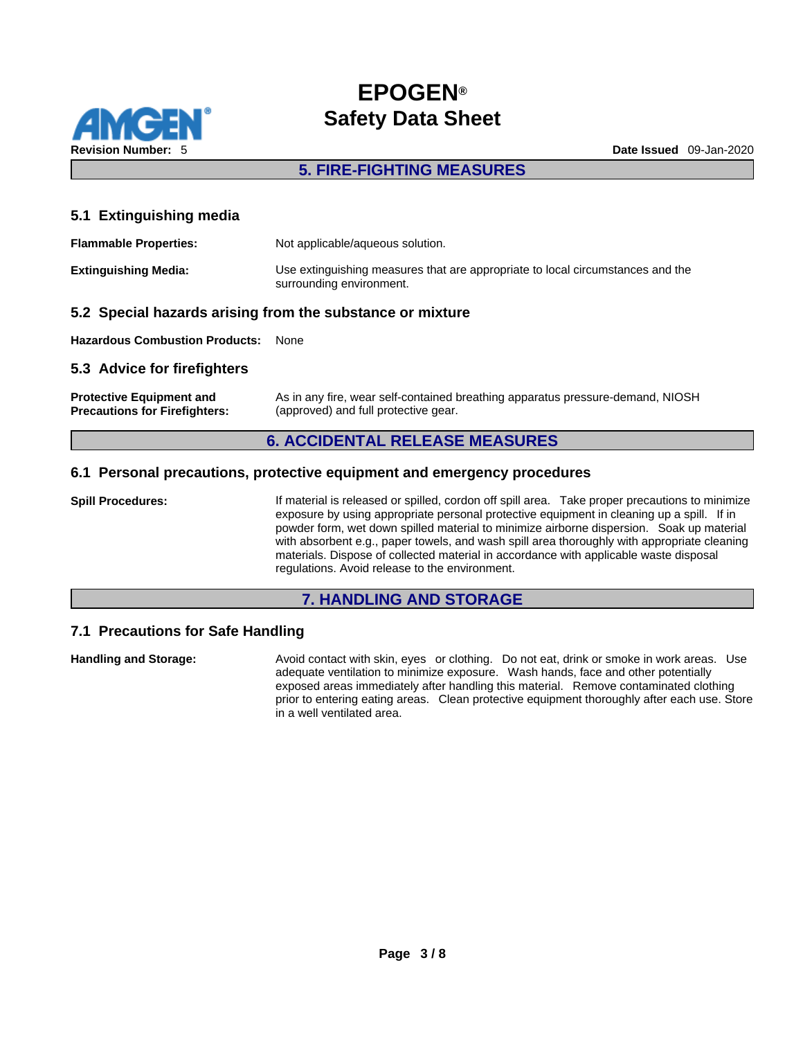## 5. FIRE-FIGHTING MEASURES

### 5.1 Extinguishing media

**Flammable Properties:** Not applicable/aqueous solution.

**Extinguishing Media:** Use extinguishing measures that are appropriate to local circumstances and the surrounding environment.

### 5.2 Special hazards arising from the substance or mixture

**Hazardous Combustion Products:** None

### 5.3 Advice for firefighters

**Protective Equipment and Precautions for Firefighters:** As in any fire, wear self-contained breathing apparatus pressure-demand, NIOSH (approved) and full protective gear.

## 6. ACCIDENTAL RELEASE MEASURES

### 6.1 Personal precautions, protective equipment and emergency procedures

**Spill Procedures:** If material is released or spilled, cordon off spill area. Take proper precautions to minimize exposure by using appropriate personal protective equipment in cleaning up a spill. If in powder form, wet down spilled material to minimize airborne dispersion. Soak up material with absorbent e.g., paper towels, and wash spill area thoroughly with appropriate cleaning materials. Dispose of collected material in accordance with applicable waste disposal regulations. Avoid release to the environment.

## 7. HANDLING AND STORAGE

### 7.1 Precautions for Safe Handling

**Handling and Storage:** Avoid contact with skin, eyes or clothing. Do not eat, drink or smoke in work areas. Use adequate ventilation to minimize exposure. Wash hands, face and other potentially exposed areas immediately after handling this material. Remove contaminated clothing prior to entering eating areas. Clean protective equipment thoroughly after each use. Store in a well ventilated area.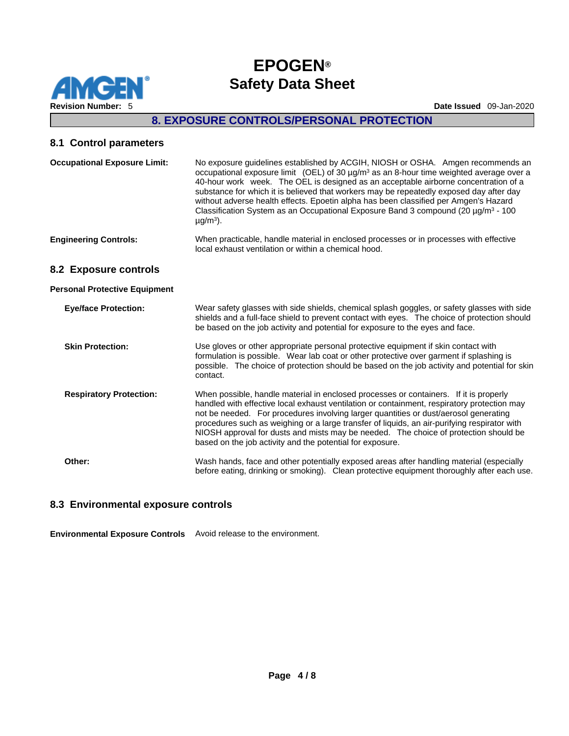## 8. EXPOSURE CONTROLS/PERSONAL PROTECTION

### 8.1 Control parameters

**Occupational Exposure Limit:** No exposure guidelines established by ACGIH, NIOSH or OSHA. Amgen recommends an occupational exposure limit (OEL) of 30 µg/m³ as an 8-hour time weighted average over a 40-hour work week. The OEL is designed as an acceptable airborne concentration of a substance for which it is believed that workers may be repeatedly exposed day after day without adverse health effects. Epoetin alpha has been classified per Amgen's Hazard Classification System as an Occupational Exposure Band 3 compound (20 µg/m³ - 100 µg/m³).

**Engineering Controls:** When practicable, handle material in enclosed processes or in processes with effective local exhaust ventilation or within a chemical hood.

### 8.2 Exposure controls

**Personal Protective Equipment**

**Eye/face Protection:** Wear safety glasses with side shields, chemical splash goggles, or safety glasses with side shields and a full-face shield to prevent contact with eyes. The choice of protection should be based on the job activity and potential for exposure to the eyes and face.

**Skin Protection:** Use gloves or other appropriate personal protective equipment if skin contact with formulation is possible. Wear lab coat or other protective over garment if splashing is possible. The choice of protection should be based on the job activity and potential for skin contact.

**Respiratory Protection:** When possible, handle material in enclosed processes or containers. If it is properly handled with effective local exhaust ventilation or containment, respiratory protection may not be needed. For procedures involving larger quantities or dust/aerosol generating procedures such as weighing or a large transfer of liquids, an air-purifying respirator with NIOSH approval for dusts and mists may be needed. The choice of protection should be based on the job activity and the potential for exposure.

**Other:** Wash hands, face and other potentially exposed areas after handling material (especially before eating, drinking or smoking). Clean protective equipment thoroughly after each use.

### 8.3 Environmental exposure controls

**Environmental Exposure Controls** Avoid release to the environment.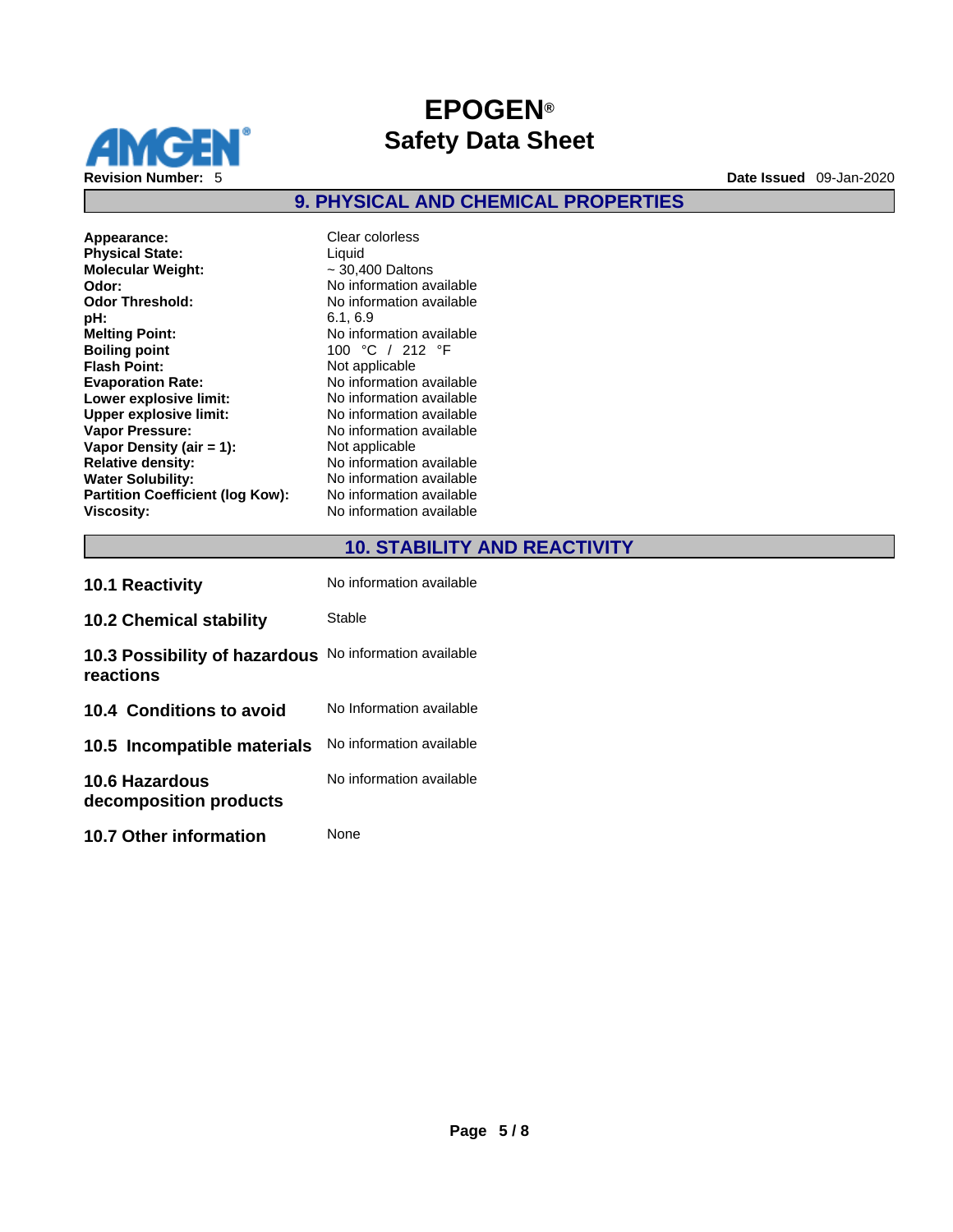## 9. PHYSICAL AND CHEMICAL PROPERTIES

| | |
|---|---|
| **Appearance:** | Clear colorless |
| **Physical State:** | Liquid |
| **Molecular Weight:** | ~ 30,400 Daltons |
| **Odor:** | No information available |
| **Odor Threshold:** | No information available |
| **pH:** | 6.1, 6.9 |
| **Melting Point:** | No information available |
| **Boiling point** | 100 °C / 212 °F |
| **Flash Point:** | Not applicable |
| **Evaporation Rate:** | No information available |
| **Lower explosive limit:** | No information available |
| **Upper explosive limit:** | No information available |
| **Vapor Pressure:** | No information available |
| **Vapor Density (air = 1):** | Not applicable |
| **Relative density:** | No information available |
| **Water Solubility:** | No information available |
| **Partition Coefficient (log Kow):** | No information available |
| **Viscosity:** | No information available |

## 10. STABILITY AND REACTIVITY

| | |
|---|---|
| **10.1 Reactivity** | No information available |
| **10.2 Chemical stability** | Stable |
| **10.3 Possibility of hazardous reactions** | No information available |
| **10.4 Conditions to avoid** | No Information available |
| **10.5 Incompatible materials** | No information available |
| **10.6 Hazardous decomposition products** | No information available |
| **10.7 Other information** | None |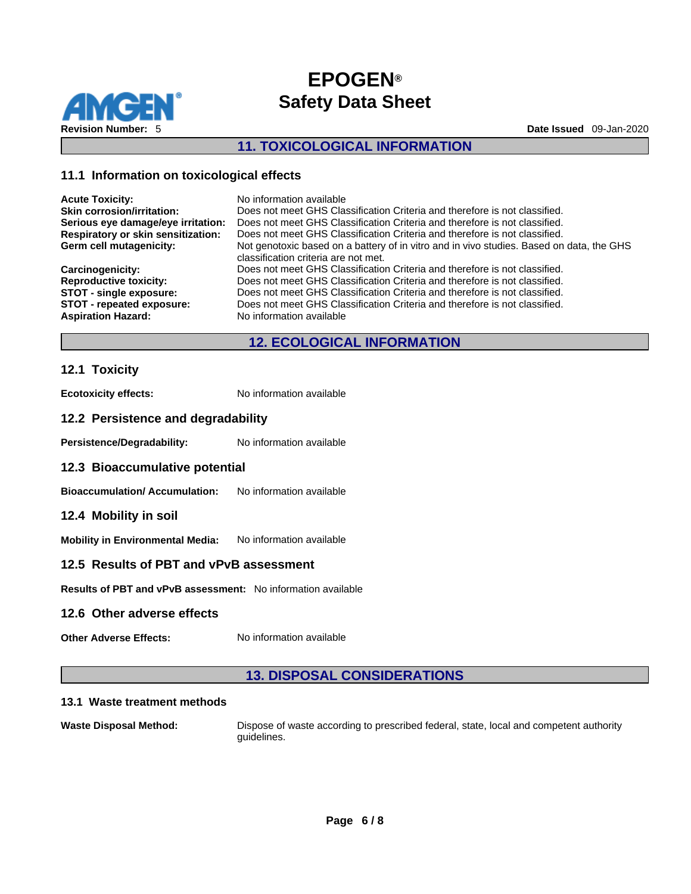## 11. TOXICOLOGICAL INFORMATION

### 11.1 Information on toxicological effects

**Acute Toxicity:** No information available

**Skin corrosion/irritation:** Does not meet GHS Classification Criteria and therefore is not classified.

**Serious eye damage/eye irritation:** Does not meet GHS Classification Criteria and therefore is not classified.

**Respiratory or skin sensitization:** Does not meet GHS Classification Criteria and therefore is not classified.

**Germ cell mutagenicity:** Not genotoxic based on a battery of in vitro and in vivo studies. Based on data, the GHS classification criteria are not met.

**Carcinogenicity:** Does not meet GHS Classification Criteria and therefore is not classified.

**Reproductive toxicity:** Does not meet GHS Classification Criteria and therefore is not classified.

**STOT - single exposure:** Does not meet GHS Classification Criteria and therefore is not classified.

**STOT - repeated exposure:** Does not meet GHS Classification Criteria and therefore is not classified.

**Aspiration Hazard:** No information available

## 12. ECOLOGICAL INFORMATION

### 12.1 Toxicity

**Ecotoxicity effects:** No information available

### 12.2 Persistence and degradability

**Persistence/Degradability:** No information available

### 12.3 Bioaccumulative potential

**Bioaccumulation/ Accumulation:** No information available

### 12.4 Mobility in soil

**Mobility in Environmental Media:** No information available

### 12.5 Results of PBT and vPvB assessment

**Results of PBT and vPvB assessment:** No information available

### 12.6 Other adverse effects

**Other Adverse Effects:** No information available

## 13. DISPOSAL CONSIDERATIONS

### 13.1 Waste treatment methods

**Waste Disposal Method:** Dispose of waste according to prescribed federal, state, local and competent authority guidelines.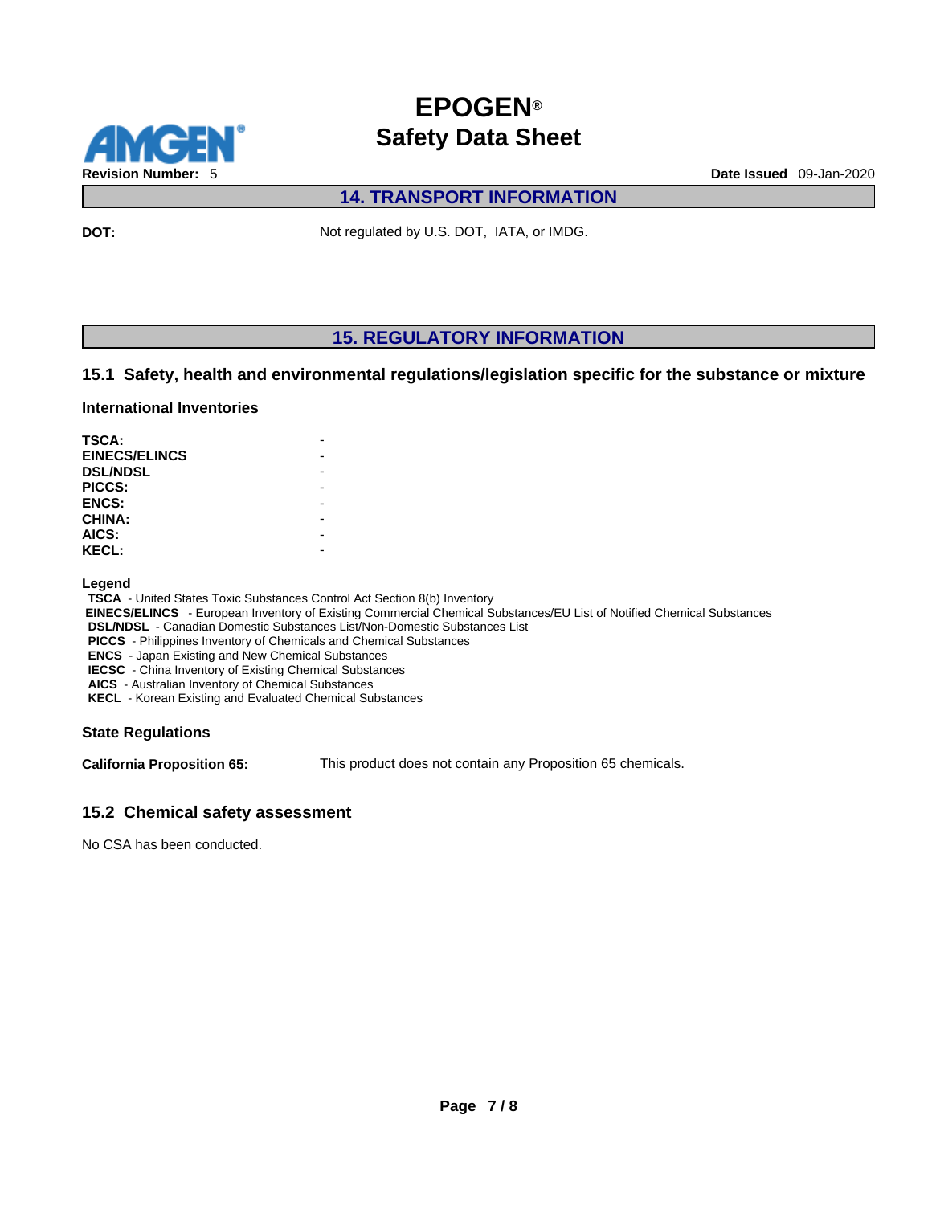## 14. TRANSPORT INFORMATION

**DOT:** Not regulated by U.S. DOT, IATA, or IMDG.

## 15. REGULATORY INFORMATION

### 15.1 Safety, health and environmental regulations/legislation specific for the substance or mixture

**International Inventories**

| | |
|---|---|
| **TSCA:** | - |
| **EINECS/ELINCS** | - |
| **DSL/NDSL** | - |
| **PICCS:** | - |
| **ENCS:** | - |
| **CHINA:** | - |
| **AICS:** | - |
| **KECL:** | - |

**Legend**

**TSCA** - United States Toxic Substances Control Act Section 8(b) Inventory
**EINECS/ELINCS** - European Inventory of Existing Commercial Chemical Substances/EU List of Notified Chemical Substances
**DSL/NDSL** - Canadian Domestic Substances List/Non-Domestic Substances List
**PICCS** - Philippines Inventory of Chemicals and Chemical Substances
**ENCS** - Japan Existing and New Chemical Substances
**IECSC** - China Inventory of Existing Chemical Substances
**AICS** - Australian Inventory of Chemical Substances
**KECL** - Korean Existing and Evaluated Chemical Substances

**State Regulations**

**California Proposition 65:** This product does not contain any Proposition 65 chemicals.

### 15.2 Chemical safety assessment

No CSA has been conducted.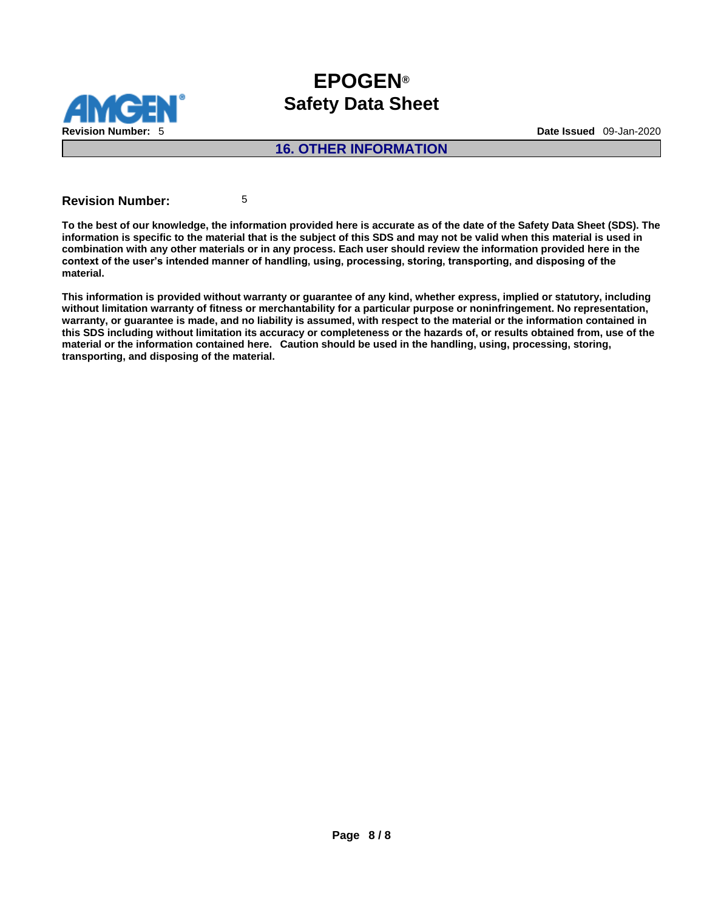## 16. OTHER INFORMATION

**Revision Number:** 5

**To the best of our knowledge, the information provided here is accurate as of the date of the Safety Data Sheet (SDS). The information is specific to the material that is the subject of this SDS and may not be valid when this material is used in combination with any other materials or in any process. Each user should review the information provided here in the context of the user's intended manner of handling, using, processing, storing, transporting, and disposing of the material.**

**This information is provided without warranty or guarantee of any kind, whether express, implied or statutory, including without limitation warranty of fitness or merchantability for a particular purpose or noninfringement. No representation, warranty, or guarantee is made, and no liability is assumed, with respect to the material or the information contained in this SDS including without limitation its accuracy or completeness or the hazards of, or results obtained from, use of the material or the information contained here. Caution should be used in the handling, using, processing, storing, transporting, and disposing of the material.**